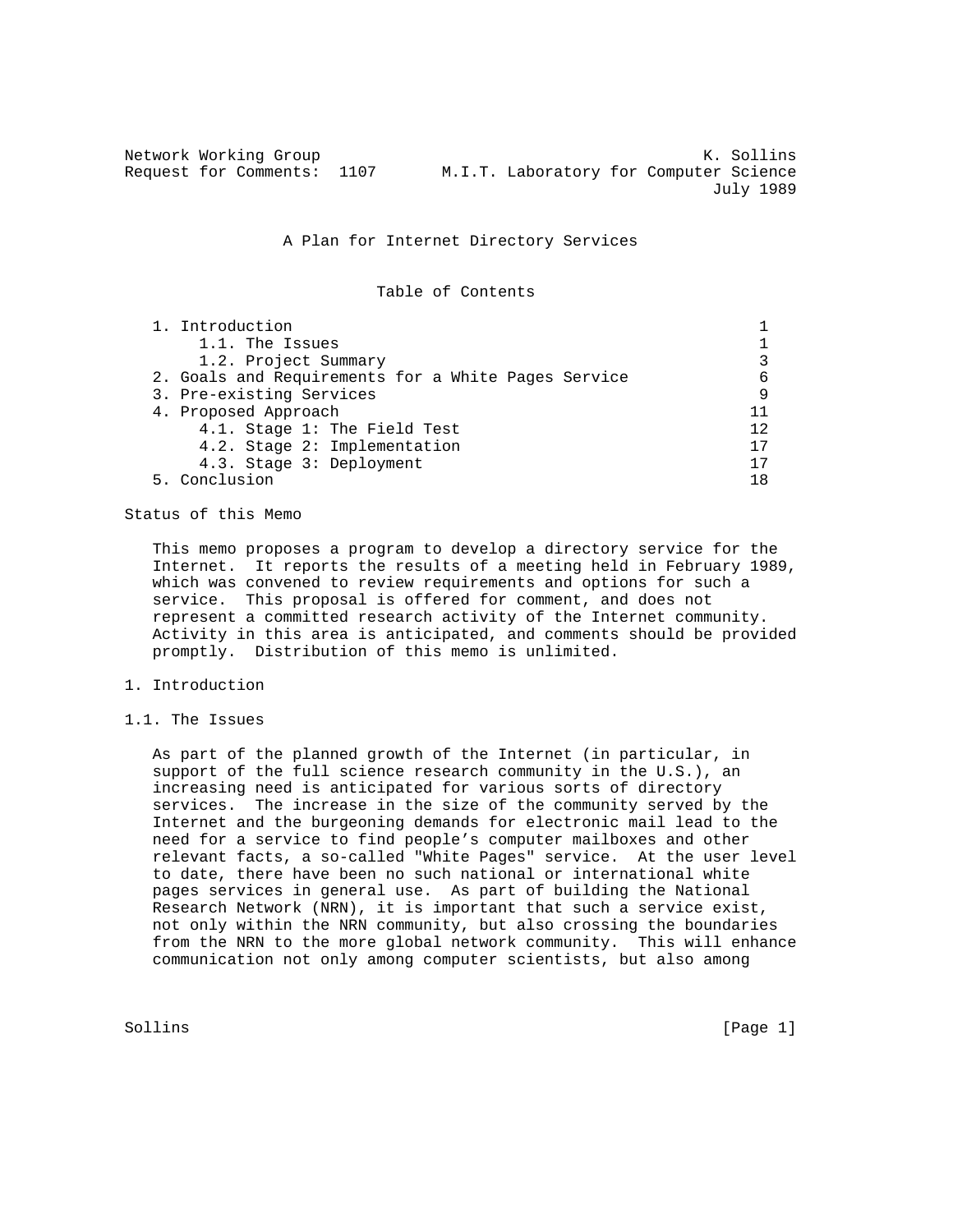Network Working Group K. Sollins
Request for Comments: 1107 M.I.T. Laboratory for Computer Science
July 1989

# A Plan for Internet Directory Services

## Table of Contents

| | |
|---|---|
| 1. Introduction | 1 |
| 1.1. The Issues | 1 |
| 1.2. Project Summary | 3 |
| 2. Goals and Requirements for a White Pages Service | 6 |
| 3. Pre-existing Services | 9 |
| 4. Proposed Approach | 11 |
| 4.1. Stage 1: The Field Test | 12 |
| 4.2. Stage 2: Implementation | 17 |
| 4.3. Stage 3: Deployment | 17 |
| 5. Conclusion | 18 |

## Status of this Memo

This memo proposes a program to develop a directory service for the Internet. It reports the results of a meeting held in February 1989, which was convened to review requirements and options for such a service. This proposal is offered for comment, and does not represent a committed research activity of the Internet community. Activity in this area is anticipated, and comments should be provided promptly. Distribution of this memo is unlimited.

## 1. Introduction

### 1.1. The Issues

As part of the planned growth of the Internet (in particular, in support of the full science research community in the U.S.), an increasing need is anticipated for various sorts of directory services. The increase in the size of the community served by the Internet and the burgeoning demands for electronic mail lead to the need for a service to find people's computer mailboxes and other relevant facts, a so-called "White Pages" service. At the user level to date, there have been no such national or international white pages services in general use. As part of building the National Research Network (NRN), it is important that such a service exist, not only within the NRN community, but also crossing the boundaries from the NRN to the more global network community. This will enhance communication not only among computer scientists, but also among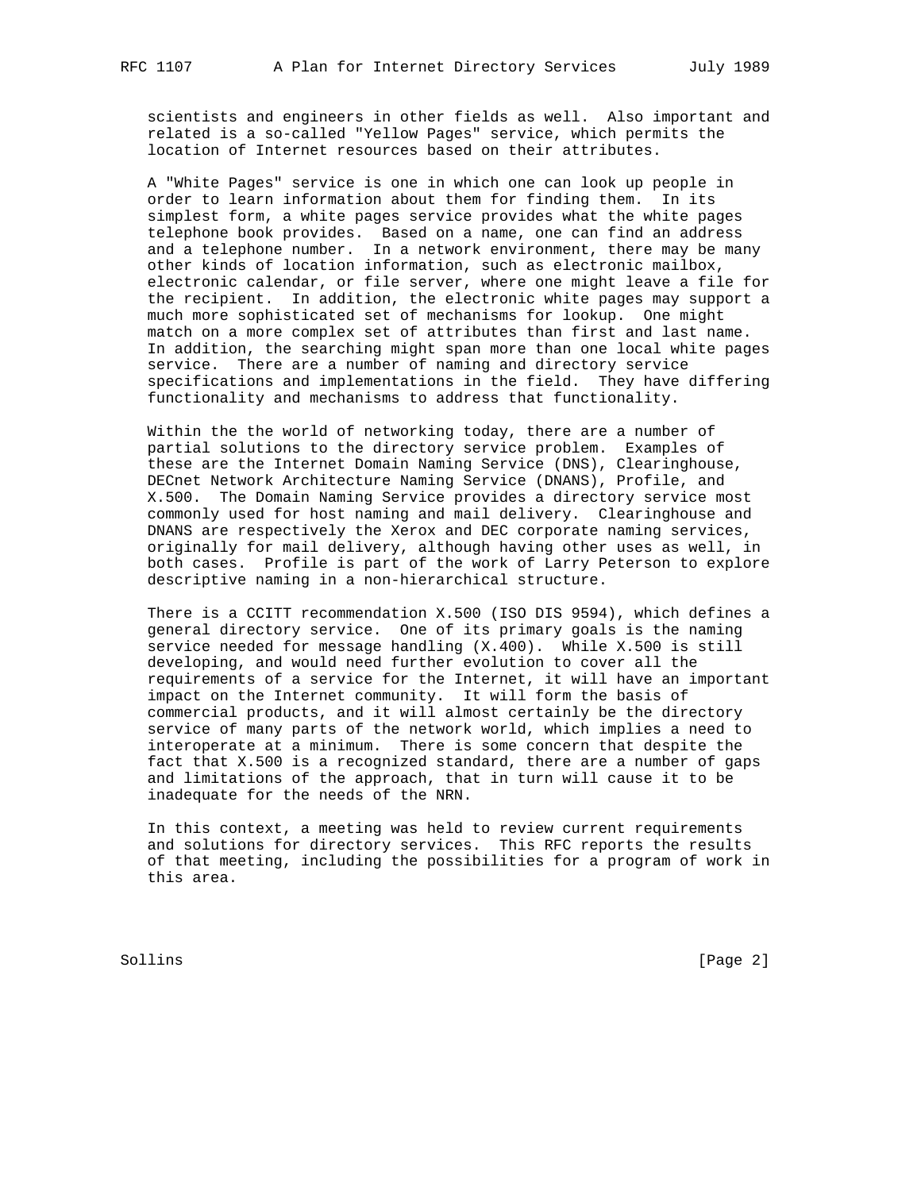scientists and engineers in other fields as well. Also important and related is a so-called "Yellow Pages" service, which permits the location of Internet resources based on their attributes.

A "White Pages" service is one in which one can look up people in order to learn information about them for finding them. In its simplest form, a white pages service provides what the white pages telephone book provides. Based on a name, one can find an address and a telephone number. In a network environment, there may be many other kinds of location information, such as electronic mailbox, electronic calendar, or file server, where one might leave a file for the recipient. In addition, the electronic white pages may support a much more sophisticated set of mechanisms for lookup. One might match on a more complex set of attributes than first and last name. In addition, the searching might span more than one local white pages service. There are a number of naming and directory service specifications and implementations in the field. They have differing functionality and mechanisms to address that functionality.

Within the the world of networking today, there are a number of partial solutions to the directory service problem. Examples of these are the Internet Domain Naming Service (DNS), Clearinghouse, DECnet Network Architecture Naming Service (DNANS), Profile, and X.500. The Domain Naming Service provides a directory service most commonly used for host naming and mail delivery. Clearinghouse and DNANS are respectively the Xerox and DEC corporate naming services, originally for mail delivery, although having other uses as well, in both cases. Profile is part of the work of Larry Peterson to explore descriptive naming in a non-hierarchical structure.

There is a CCITT recommendation X.500 (ISO DIS 9594), which defines a general directory service. One of its primary goals is the naming service needed for message handling (X.400). While X.500 is still developing, and would need further evolution to cover all the requirements of a service for the Internet, it will have an important impact on the Internet community. It will form the basis of commercial products, and it will almost certainly be the directory service of many parts of the network world, which implies a need to interoperate at a minimum. There is some concern that despite the fact that X.500 is a recognized standard, there are a number of gaps and limitations of the approach, that in turn will cause it to be inadequate for the needs of the NRN.

In this context, a meeting was held to review current requirements and solutions for directory services. This RFC reports the results of that meeting, including the possibilities for a program of work in this area.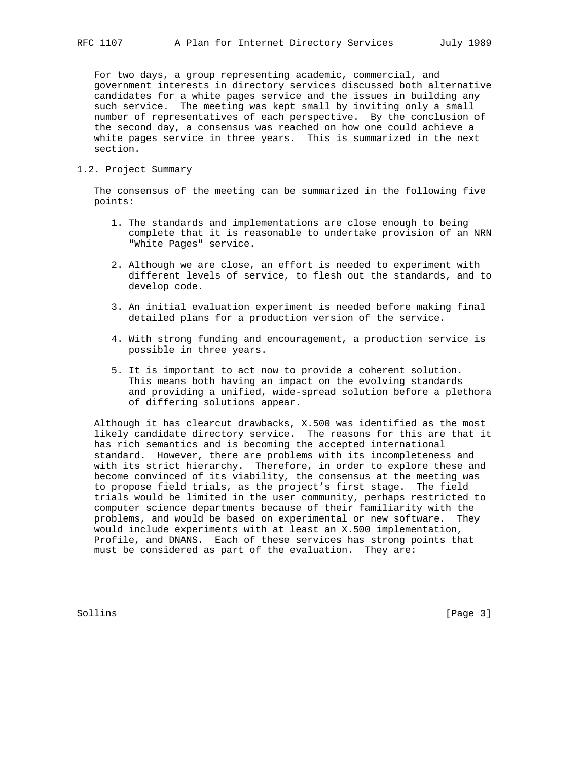For two days, a group representing academic, commercial, and government interests in directory services discussed both alternative candidates for a white pages service and the issues in building any such service. The meeting was kept small by inviting only a small number of representatives of each perspective. By the conclusion of the second day, a consensus was reached on how one could achieve a white pages service in three years. This is summarized in the next section.

## 1.2. Project Summary

The consensus of the meeting can be summarized in the following five points:

1. The standards and implementations are close enough to being complete that it is reasonable to undertake provision of an NRN "White Pages" service.

2. Although we are close, an effort is needed to experiment with different levels of service, to flesh out the standards, and to develop code.

3. An initial evaluation experiment is needed before making final detailed plans for a production version of the service.

4. With strong funding and encouragement, a production service is possible in three years.

5. It is important to act now to provide a coherent solution. This means both having an impact on the evolving standards and providing a unified, wide-spread solution before a plethora of differing solutions appear.

Although it has clearcut drawbacks, X.500 was identified as the most likely candidate directory service. The reasons for this are that it has rich semantics and is becoming the accepted international standard. However, there are problems with its incompleteness and with its strict hierarchy. Therefore, in order to explore these and become convinced of its viability, the consensus at the meeting was to propose field trials, as the project's first stage. The field trials would be limited in the user community, perhaps restricted to computer science departments because of their familiarity with the problems, and would be based on experimental or new software. They would include experiments with at least an X.500 implementation, Profile, and DNANS. Each of these services has strong points that must be considered as part of the evaluation. They are: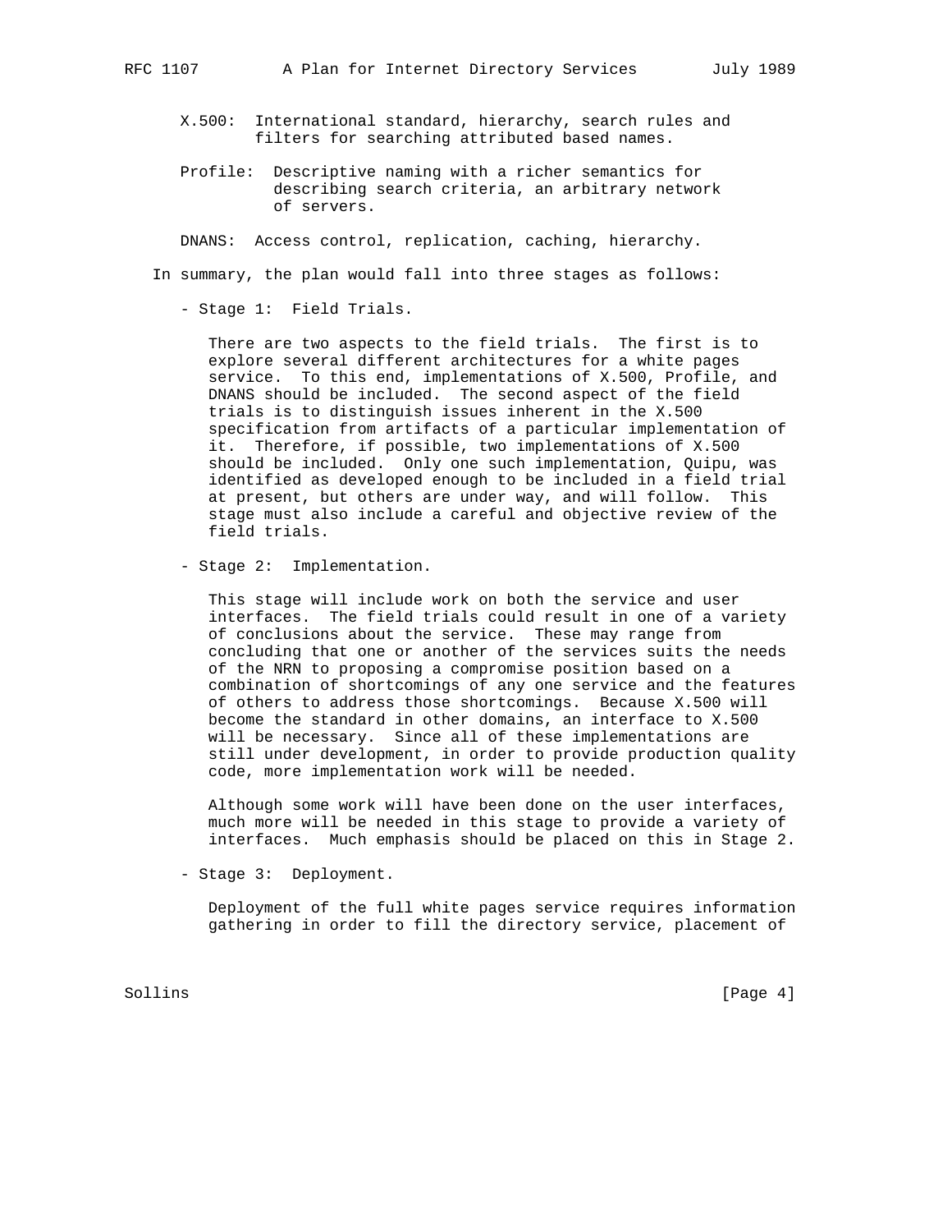X.500: International standard, hierarchy, search rules and filters for searching attributed based names.

Profile: Descriptive naming with a richer semantics for describing search criteria, an arbitrary network of servers.

DNANS: Access control, replication, caching, hierarchy.

In summary, the plan would fall into three stages as follows:

- Stage 1: Field Trials.

  There are two aspects to the field trials. The first is to explore several different architectures for a white pages service. To this end, implementations of X.500, Profile, and DNANS should be included. The second aspect of the field trials is to distinguish issues inherent in the X.500 specification from artifacts of a particular implementation of it. Therefore, if possible, two implementations of X.500 should be included. Only one such implementation, Quipu, was identified as developed enough to be included in a field trial at present, but others are under way, and will follow. This stage must also include a careful and objective review of the field trials.

- Stage 2: Implementation.

  This stage will include work on both the service and user interfaces. The field trials could result in one of a variety of conclusions about the service. These may range from concluding that one or another of the services suits the needs of the NRN to proposing a compromise position based on a combination of shortcomings of any one service and the features of others to address those shortcomings. Because X.500 will become the standard in other domains, an interface to X.500 will be necessary. Since all of these implementations are still under development, in order to provide production quality code, more implementation work will be needed.

  Although some work will have been done on the user interfaces, much more will be needed in this stage to provide a variety of interfaces. Much emphasis should be placed on this in Stage 2.

- Stage 3: Deployment.

  Deployment of the full white pages service requires information gathering in order to fill the directory service, placement of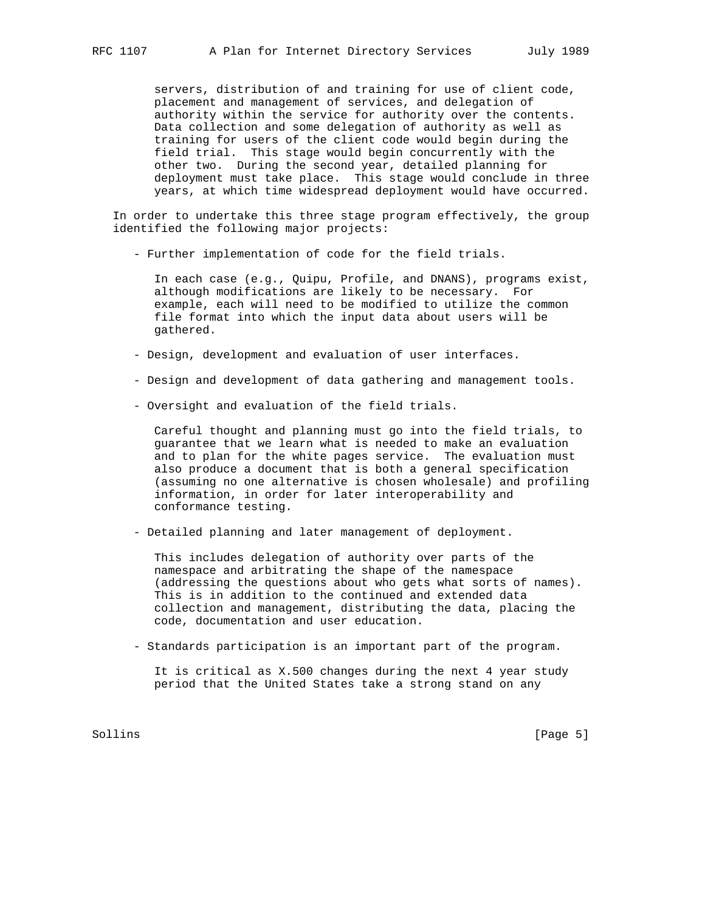servers, distribution of and training for use of client code, placement and management of services, and delegation of authority within the service for authority over the contents. Data collection and some delegation of authority as well as training for users of the client code would begin during the field trial. This stage would begin concurrently with the other two. During the second year, detailed planning for deployment must take place. This stage would conclude in three years, at which time widespread deployment would have occurred.

In order to undertake this three stage program effectively, the group identified the following major projects:

- Further implementation of code for the field trials.

  In each case (e.g., Quipu, Profile, and DNANS), programs exist, although modifications are likely to be necessary. For example, each will need to be modified to utilize the common file format into which the input data about users will be gathered.

- Design, development and evaluation of user interfaces.

- Design and development of data gathering and management tools.

- Oversight and evaluation of the field trials.

  Careful thought and planning must go into the field trials, to guarantee that we learn what is needed to make an evaluation and to plan for the white pages service. The evaluation must also produce a document that is both a general specification (assuming no one alternative is chosen wholesale) and profiling information, in order for later interoperability and conformance testing.

- Detailed planning and later management of deployment.

  This includes delegation of authority over parts of the namespace and arbitrating the shape of the namespace (addressing the questions about who gets what sorts of names). This is in addition to the continued and extended data collection and management, distributing the data, placing the code, documentation and user education.

- Standards participation is an important part of the program.

  It is critical as X.500 changes during the next 4 year study period that the United States take a strong stand on any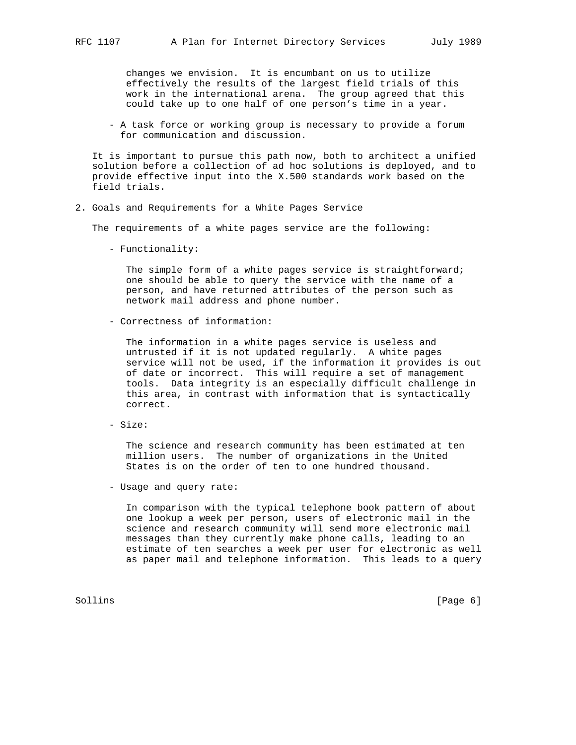changes we envision. It is encumbant on us to utilize effectively the results of the largest field trials of this work in the international arena. The group agreed that this could take up to one half of one person's time in a year.

- A task force or working group is necessary to provide a forum for communication and discussion.

It is important to pursue this path now, both to architect a unified solution before a collection of ad hoc solutions is deployed, and to provide effective input into the X.500 standards work based on the field trials.

## 2. Goals and Requirements for a White Pages Service

The requirements of a white pages service are the following:

- Functionality:

  The simple form of a white pages service is straightforward; one should be able to query the service with the name of a person, and have returned attributes of the person such as network mail address and phone number.

- Correctness of information:

  The information in a white pages service is useless and untrusted if it is not updated regularly. A white pages service will not be used, if the information it provides is out of date or incorrect. This will require a set of management tools. Data integrity is an especially difficult challenge in this area, in contrast with information that is syntactically correct.

- Size:

  The science and research community has been estimated at ten million users. The number of organizations in the United States is on the order of ten to one hundred thousand.

- Usage and query rate:

  In comparison with the typical telephone book pattern of about one lookup a week per person, users of electronic mail in the science and research community will send more electronic mail messages than they currently make phone calls, leading to an estimate of ten searches a week per user for electronic as well as paper mail and telephone information. This leads to a query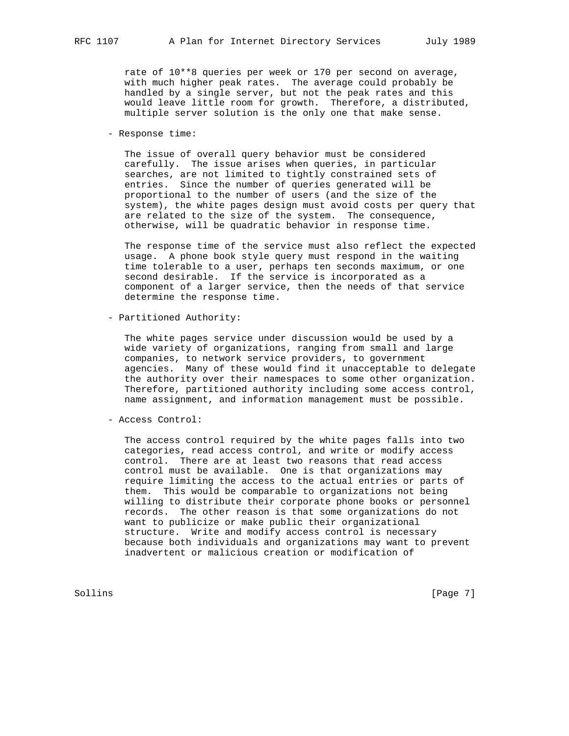rate of 10**8 queries per week or 170 per second on average, with much higher peak rates. The average could probably be handled by a single server, but not the peak rates and this would leave little room for growth. Therefore, a distributed, multiple server solution is the only one that make sense.

- Response time:

  The issue of overall query behavior must be considered carefully. The issue arises when queries, in particular searches, are not limited to tightly constrained sets of entries. Since the number of queries generated will be proportional to the number of users (and the size of the system), the white pages design must avoid costs per query that are related to the size of the system. The consequence, otherwise, will be quadratic behavior in response time.

  The response time of the service must also reflect the expected usage. A phone book style query must respond in the waiting time tolerable to a user, perhaps ten seconds maximum, or one second desirable. If the service is incorporated as a component of a larger service, then the needs of that service determine the response time.

- Partitioned Authority:

  The white pages service under discussion would be used by a wide variety of organizations, ranging from small and large companies, to network service providers, to government agencies. Many of these would find it unacceptable to delegate the authority over their namespaces to some other organization. Therefore, partitioned authority including some access control, name assignment, and information management must be possible.

- Access Control:

  The access control required by the white pages falls into two categories, read access control, and write or modify access control. There are at least two reasons that read access control must be available. One is that organizations may require limiting the access to the actual entries or parts of them. This would be comparable to organizations not being willing to distribute their corporate phone books or personnel records. The other reason is that some organizations do not want to publicize or make public their organizational structure. Write and modify access control is necessary because both individuals and organizations may want to prevent inadvertent or malicious creation or modification of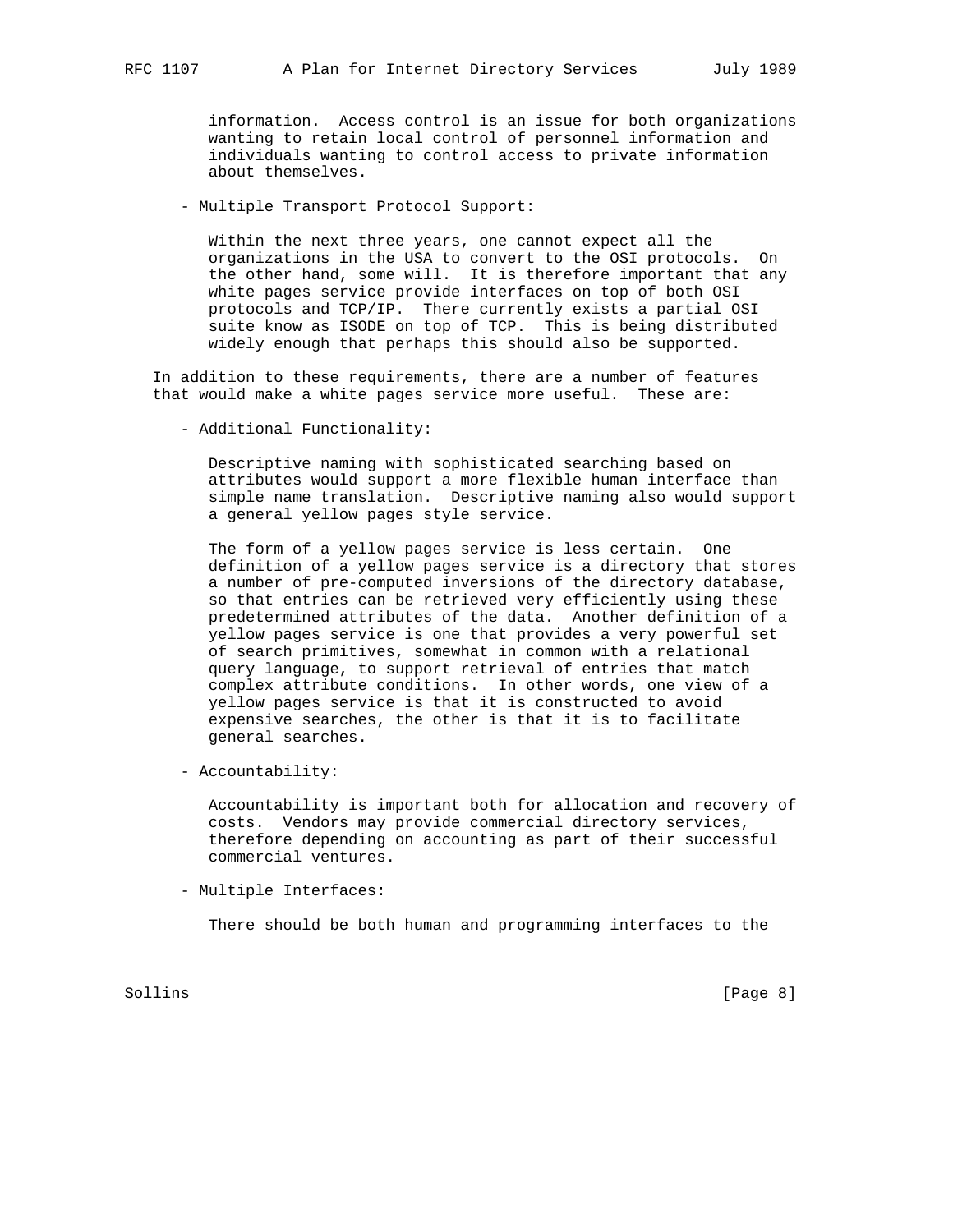information. Access control is an issue for both organizations wanting to retain local control of personnel information and individuals wanting to control access to private information about themselves.

- Multiple Transport Protocol Support:

  Within the next three years, one cannot expect all the organizations in the USA to convert to the OSI protocols. On the other hand, some will. It is therefore important that any white pages service provide interfaces on top of both OSI protocols and TCP/IP. There currently exists a partial OSI suite know as ISODE on top of TCP. This is being distributed widely enough that perhaps this should also be supported.

In addition to these requirements, there are a number of features that would make a white pages service more useful. These are:

- Additional Functionality:

  Descriptive naming with sophisticated searching based on attributes would support a more flexible human interface than simple name translation. Descriptive naming also would support a general yellow pages style service.

  The form of a yellow pages service is less certain. One definition of a yellow pages service is a directory that stores a number of pre-computed inversions of the directory database, so that entries can be retrieved very efficiently using these predetermined attributes of the data. Another definition of a yellow pages service is one that provides a very powerful set of search primitives, somewhat in common with a relational query language, to support retrieval of entries that match complex attribute conditions. In other words, one view of a yellow pages service is that it is constructed to avoid expensive searches, the other is that it is to facilitate general searches.

- Accountability:

  Accountability is important both for allocation and recovery of costs. Vendors may provide commercial directory services, therefore depending on accounting as part of their successful commercial ventures.

- Multiple Interfaces:

  There should be both human and programming interfaces to the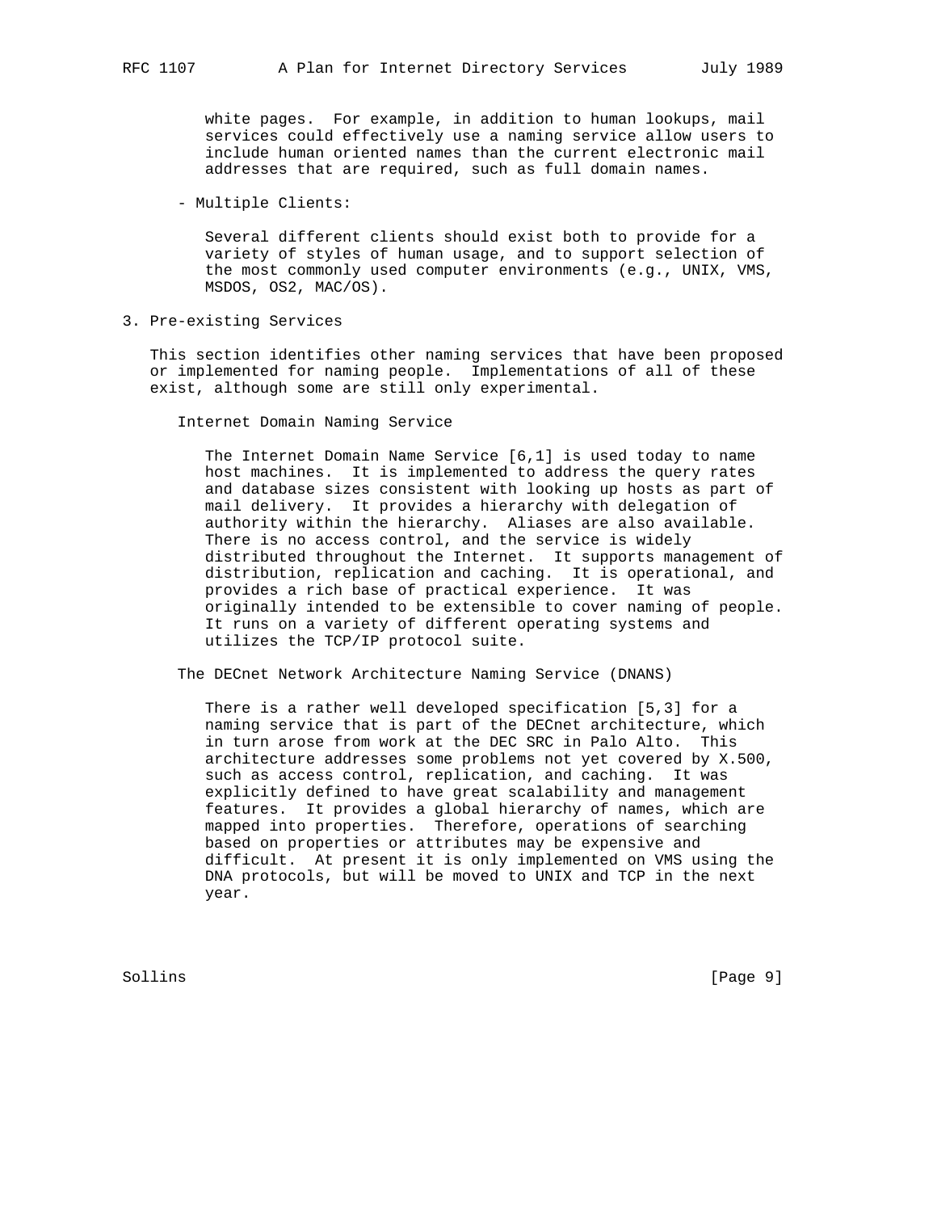white pages. For example, in addition to human lookups, mail services could effectively use a naming service allow users to include human oriented names than the current electronic mail addresses that are required, such as full domain names.

- Multiple Clients:

  Several different clients should exist both to provide for a variety of styles of human usage, and to support selection of the most commonly used computer environments (e.g., UNIX, VMS, MSDOS, OS2, MAC/OS).

## 3. Pre-existing Services

This section identifies other naming services that have been proposed or implemented for naming people. Implementations of all of these exist, although some are still only experimental.

### Internet Domain Naming Service

The Internet Domain Name Service [6,1] is used today to name host machines. It is implemented to address the query rates and database sizes consistent with looking up hosts as part of mail delivery. It provides a hierarchy with delegation of authority within the hierarchy. Aliases are also available. There is no access control, and the service is widely distributed throughout the Internet. It supports management of distribution, replication and caching. It is operational, and provides a rich base of practical experience. It was originally intended to be extensible to cover naming of people. It runs on a variety of different operating systems and utilizes the TCP/IP protocol suite.

### The DECnet Network Architecture Naming Service (DNANS)

There is a rather well developed specification [5,3] for a naming service that is part of the DECnet architecture, which in turn arose from work at the DEC SRC in Palo Alto. This architecture addresses some problems not yet covered by X.500, such as access control, replication, and caching. It was explicitly defined to have great scalability and management features. It provides a global hierarchy of names, which are mapped into properties. Therefore, operations of searching based on properties or attributes may be expensive and difficult. At present it is only implemented on VMS using the DNA protocols, but will be moved to UNIX and TCP in the next year.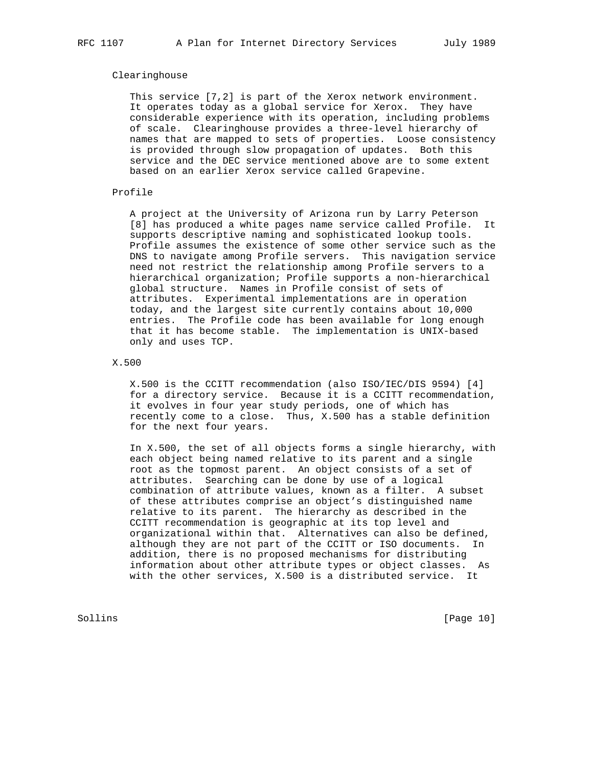### Clearinghouse

This service [7,2] is part of the Xerox network environment. It operates today as a global service for Xerox. They have considerable experience with its operation, including problems of scale. Clearinghouse provides a three-level hierarchy of names that are mapped to sets of properties. Loose consistency is provided through slow propagation of updates. Both this service and the DEC service mentioned above are to some extent based on an earlier Xerox service called Grapevine.

### Profile

A project at the University of Arizona run by Larry Peterson [8] has produced a white pages name service called Profile. It supports descriptive naming and sophisticated lookup tools. Profile assumes the existence of some other service such as the DNS to navigate among Profile servers. This navigation service need not restrict the relationship among Profile servers to a hierarchical organization; Profile supports a non-hierarchical global structure. Names in Profile consist of sets of attributes. Experimental implementations are in operation today, and the largest site currently contains about 10,000 entries. The Profile code has been available for long enough that it has become stable. The implementation is UNIX-based only and uses TCP.

### X.500

X.500 is the CCITT recommendation (also ISO/IEC/DIS 9594) [4] for a directory service. Because it is a CCITT recommendation, it evolves in four year study periods, one of which has recently come to a close. Thus, X.500 has a stable definition for the next four years.

In X.500, the set of all objects forms a single hierarchy, with each object being named relative to its parent and a single root as the topmost parent. An object consists of a set of attributes. Searching can be done by use of a logical combination of attribute values, known as a filter. A subset of these attributes comprise an object's distinguished name relative to its parent. The hierarchy as described in the CCITT recommendation is geographic at its top level and organizational within that. Alternatives can also be defined, although they are not part of the CCITT or ISO documents. In addition, there is no proposed mechanisms for distributing information about other attribute types or object classes. As with the other services, X.500 is a distributed service. It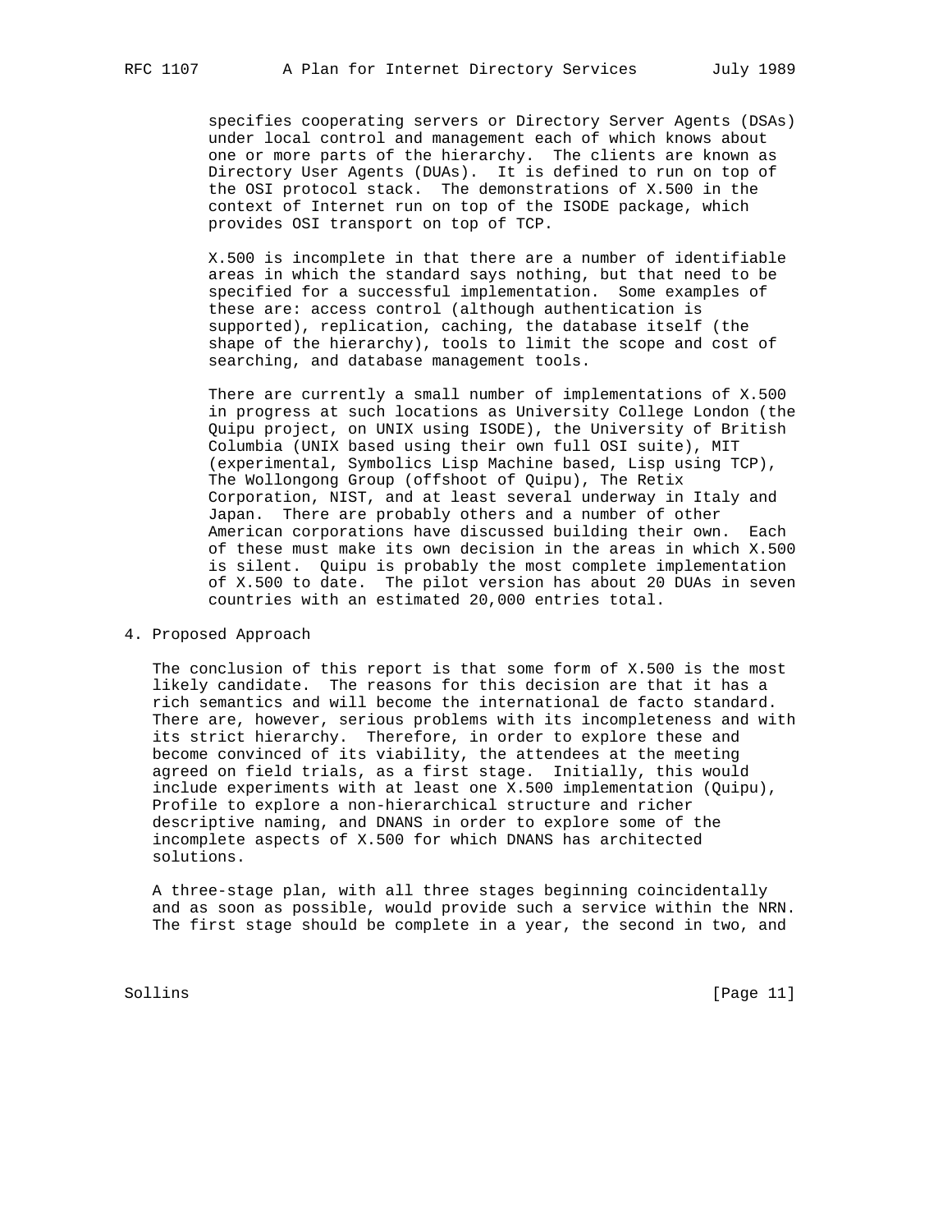specifies cooperating servers or Directory Server Agents (DSAs) under local control and management each of which knows about one or more parts of the hierarchy. The clients are known as Directory User Agents (DUAs). It is defined to run on top of the OSI protocol stack. The demonstrations of X.500 in the context of Internet run on top of the ISODE package, which provides OSI transport on top of TCP.

X.500 is incomplete in that there are a number of identifiable areas in which the standard says nothing, but that need to be specified for a successful implementation. Some examples of these are: access control (although authentication is supported), replication, caching, the database itself (the shape of the hierarchy), tools to limit the scope and cost of searching, and database management tools.

There are currently a small number of implementations of X.500 in progress at such locations as University College London (the Quipu project, on UNIX using ISODE), the University of British Columbia (UNIX based using their own full OSI suite), MIT (experimental, Symbolics Lisp Machine based, Lisp using TCP), The Wollongong Group (offshoot of Quipu), The Retix Corporation, NIST, and at least several underway in Italy and Japan. There are probably others and a number of other American corporations have discussed building their own. Each of these must make its own decision in the areas in which X.500 is silent. Quipu is probably the most complete implementation of X.500 to date. The pilot version has about 20 DUAs in seven countries with an estimated 20,000 entries total.

## 4. Proposed Approach

The conclusion of this report is that some form of X.500 is the most likely candidate. The reasons for this decision are that it has a rich semantics and will become the international de facto standard. There are, however, serious problems with its incompleteness and with its strict hierarchy. Therefore, in order to explore these and become convinced of its viability, the attendees at the meeting agreed on field trials, as a first stage. Initially, this would include experiments with at least one X.500 implementation (Quipu), Profile to explore a non-hierarchical structure and richer descriptive naming, and DNANS in order to explore some of the incomplete aspects of X.500 for which DNANS has architected solutions.

A three-stage plan, with all three stages beginning coincidentally and as soon as possible, would provide such a service within the NRN. The first stage should be complete in a year, the second in two, and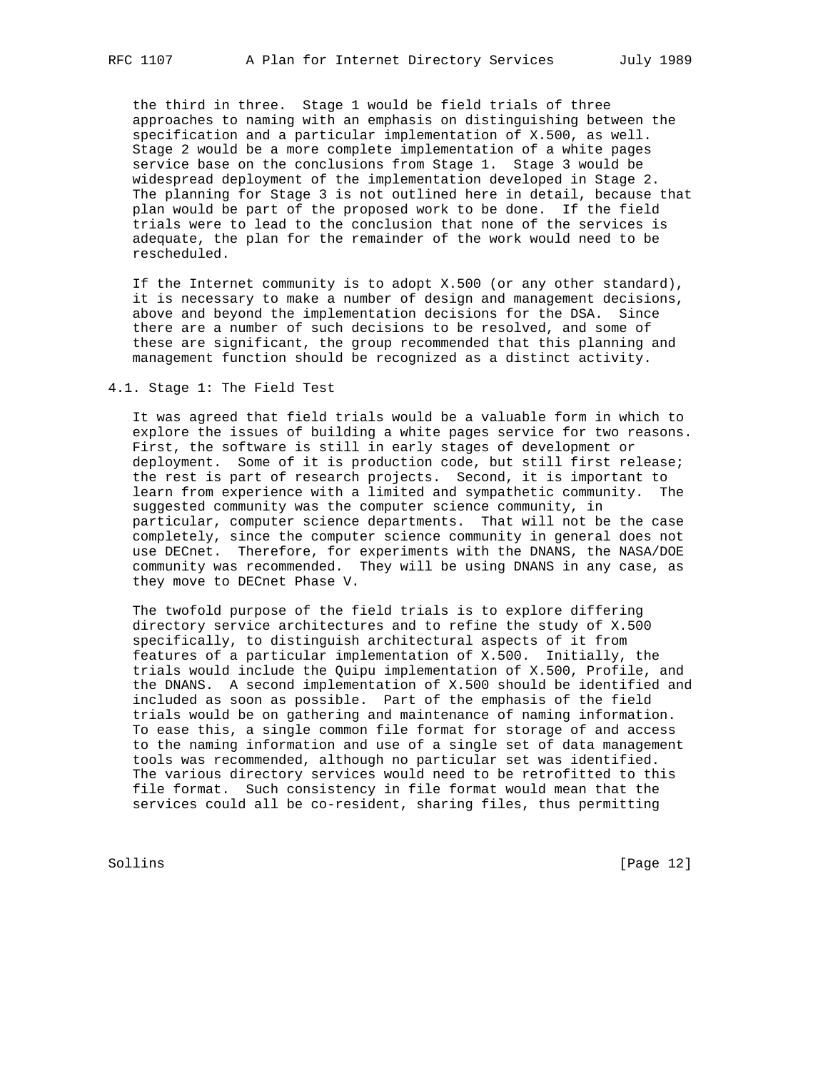the third in three. Stage 1 would be field trials of three approaches to naming with an emphasis on distinguishing between the specification and a particular implementation of X.500, as well. Stage 2 would be a more complete implementation of a white pages service base on the conclusions from Stage 1. Stage 3 would be widespread deployment of the implementation developed in Stage 2. The planning for Stage 3 is not outlined here in detail, because that plan would be part of the proposed work to be done. If the field trials were to lead to the conclusion that none of the services is adequate, the plan for the remainder of the work would need to be rescheduled.

If the Internet community is to adopt X.500 (or any other standard), it is necessary to make a number of design and management decisions, above and beyond the implementation decisions for the DSA. Since there are a number of such decisions to be resolved, and some of these are significant, the group recommended that this planning and management function should be recognized as a distinct activity.

## 4.1. Stage 1: The Field Test

It was agreed that field trials would be a valuable form in which to explore the issues of building a white pages service for two reasons. First, the software is still in early stages of development or deployment. Some of it is production code, but still first release; the rest is part of research projects. Second, it is important to learn from experience with a limited and sympathetic community. The suggested community was the computer science community, in particular, computer science departments. That will not be the case completely, since the computer science community in general does not use DECnet. Therefore, for experiments with the DNANS, the NASA/DOE community was recommended. They will be using DNANS in any case, as they move to DECnet Phase V.

The twofold purpose of the field trials is to explore differing directory service architectures and to refine the study of X.500 specifically, to distinguish architectural aspects of it from features of a particular implementation of X.500. Initially, the trials would include the Quipu implementation of X.500, Profile, and the DNANS. A second implementation of X.500 should be identified and included as soon as possible. Part of the emphasis of the field trials would be on gathering and maintenance of naming information. To ease this, a single common file format for storage of and access to the naming information and use of a single set of data management tools was recommended, although no particular set was identified. The various directory services would need to be retrofitted to this file format. Such consistency in file format would mean that the services could all be co-resident, sharing files, thus permitting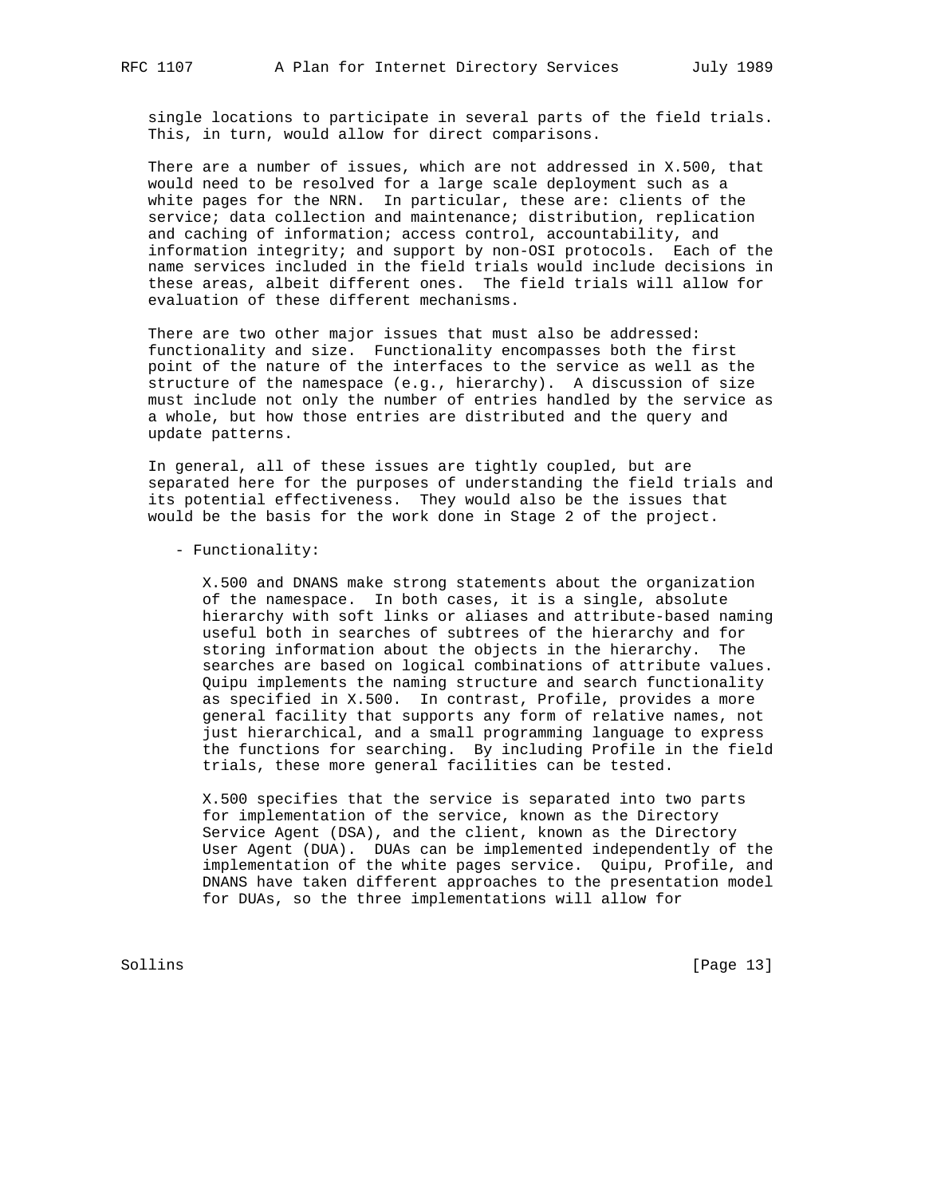single locations to participate in several parts of the field trials. This, in turn, would allow for direct comparisons.

There are a number of issues, which are not addressed in X.500, that would need to be resolved for a large scale deployment such as a white pages for the NRN. In particular, these are: clients of the service; data collection and maintenance; distribution, replication and caching of information; access control, accountability, and information integrity; and support by non-OSI protocols. Each of the name services included in the field trials would include decisions in these areas, albeit different ones. The field trials will allow for evaluation of these different mechanisms.

There are two other major issues that must also be addressed: functionality and size. Functionality encompasses both the first point of the nature of the interfaces to the service as well as the structure of the namespace (e.g., hierarchy). A discussion of size must include not only the number of entries handled by the service as a whole, but how those entries are distributed and the query and update patterns.

In general, all of these issues are tightly coupled, but are separated here for the purposes of understanding the field trials and its potential effectiveness. They would also be the issues that would be the basis for the work done in Stage 2 of the project.

- Functionality:

  X.500 and DNANS make strong statements about the organization of the namespace. In both cases, it is a single, absolute hierarchy with soft links or aliases and attribute-based naming useful both in searches of subtrees of the hierarchy and for storing information about the objects in the hierarchy. The searches are based on logical combinations of attribute values. Quipu implements the naming structure and search functionality as specified in X.500. In contrast, Profile, provides a more general facility that supports any form of relative names, not just hierarchical, and a small programming language to express the functions for searching. By including Profile in the field trials, these more general facilities can be tested.

  X.500 specifies that the service is separated into two parts for implementation of the service, known as the Directory Service Agent (DSA), and the client, known as the Directory User Agent (DUA). DUAs can be implemented independently of the implementation of the white pages service. Quipu, Profile, and DNANS have taken different approaches to the presentation model for DUAs, so the three implementations will allow for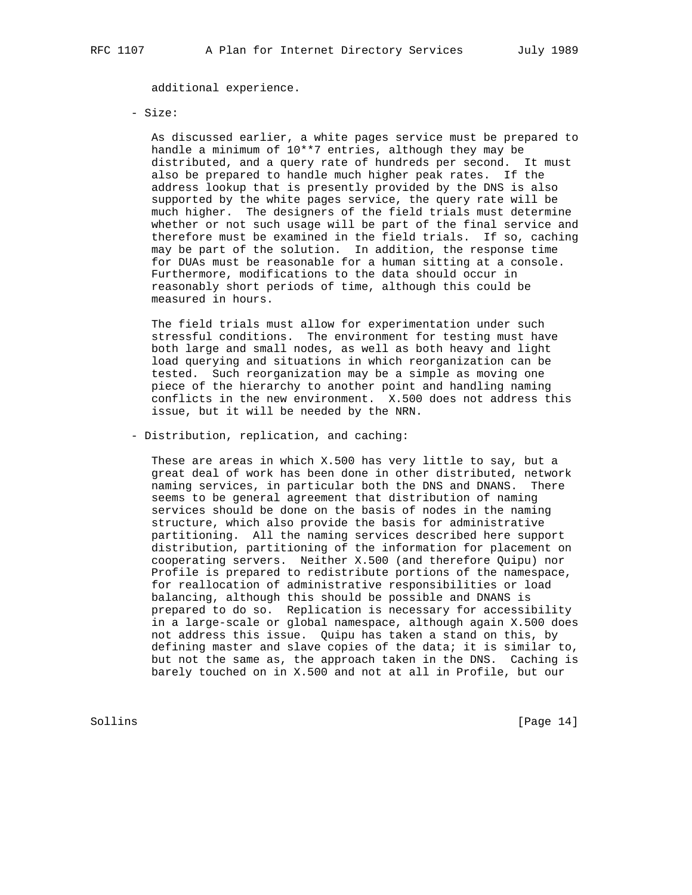additional experience.

- Size:

  As discussed earlier, a white pages service must be prepared to handle a minimum of 10**7 entries, although they may be distributed, and a query rate of hundreds per second. It must also be prepared to handle much higher peak rates. If the address lookup that is presently provided by the DNS is also supported by the white pages service, the query rate will be much higher. The designers of the field trials must determine whether or not such usage will be part of the final service and therefore must be examined in the field trials. If so, caching may be part of the solution. In addition, the response time for DUAs must be reasonable for a human sitting at a console. Furthermore, modifications to the data should occur in reasonably short periods of time, although this could be measured in hours.

  The field trials must allow for experimentation under such stressful conditions. The environment for testing must have both large and small nodes, as well as both heavy and light load querying and situations in which reorganization can be tested. Such reorganization may be a simple as moving one piece of the hierarchy to another point and handling naming conflicts in the new environment. X.500 does not address this issue, but it will be needed by the NRN.

- Distribution, replication, and caching:

  These are areas in which X.500 has very little to say, but a great deal of work has been done in other distributed, network naming services, in particular both the DNS and DNANS. There seems to be general agreement that distribution of naming services should be done on the basis of nodes in the naming structure, which also provide the basis for administrative partitioning. All the naming services described here support distribution, partitioning of the information for placement on cooperating servers. Neither X.500 (and therefore Quipu) nor Profile is prepared to redistribute portions of the namespace, for reallocation of administrative responsibilities or load balancing, although this should be possible and DNANS is prepared to do so. Replication is necessary for accessibility in a large-scale or global namespace, although again X.500 does not address this issue. Quipu has taken a stand on this, by defining master and slave copies of the data; it is similar to, but not the same as, the approach taken in the DNS. Caching is barely touched on in X.500 and not at all in Profile, but our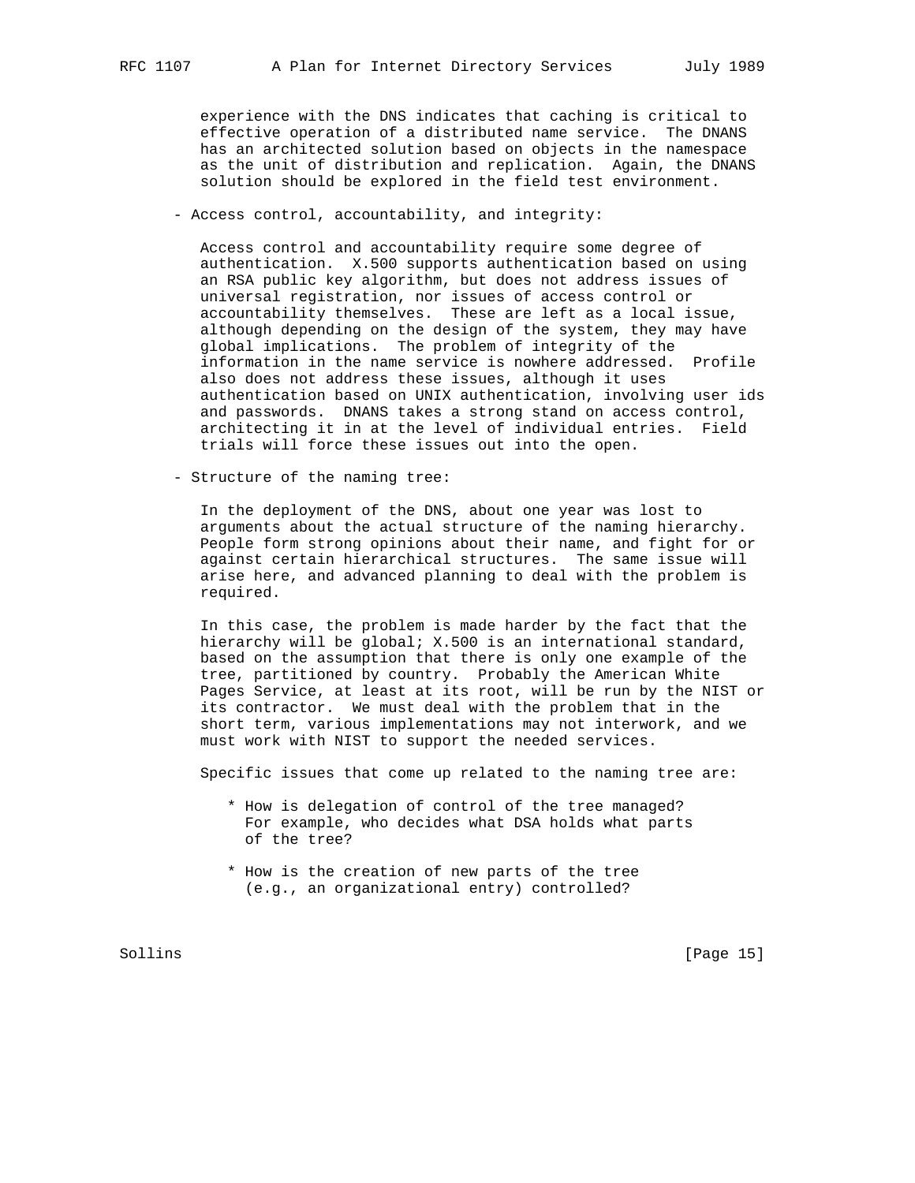experience with the DNS indicates that caching is critical to effective operation of a distributed name service. The DNANS has an architected solution based on objects in the namespace as the unit of distribution and replication. Again, the DNANS solution should be explored in the field test environment.

- Access control, accountability, and integrity:

  Access control and accountability require some degree of authentication. X.500 supports authentication based on using an RSA public key algorithm, but does not address issues of universal registration, nor issues of access control or accountability themselves. These are left as a local issue, although depending on the design of the system, they may have global implications. The problem of integrity of the information in the name service is nowhere addressed. Profile also does not address these issues, although it uses authentication based on UNIX authentication, involving user ids and passwords. DNANS takes a strong stand on access control, architecting it in at the level of individual entries. Field trials will force these issues out into the open.

- Structure of the naming tree:

  In the deployment of the DNS, about one year was lost to arguments about the actual structure of the naming hierarchy. People form strong opinions about their name, and fight for or against certain hierarchical structures. The same issue will arise here, and advanced planning to deal with the problem is required.

  In this case, the problem is made harder by the fact that the hierarchy will be global; X.500 is an international standard, based on the assumption that there is only one example of the tree, partitioned by country. Probably the American White Pages Service, at least at its root, will be run by the NIST or its contractor. We must deal with the problem that in the short term, various implementations may not interwork, and we must work with NIST to support the needed services.

  Specific issues that come up related to the naming tree are:

  * How is delegation of control of the tree managed? For example, who decides what DSA holds what parts of the tree?

  * How is the creation of new parts of the tree (e.g., an organizational entry) controlled?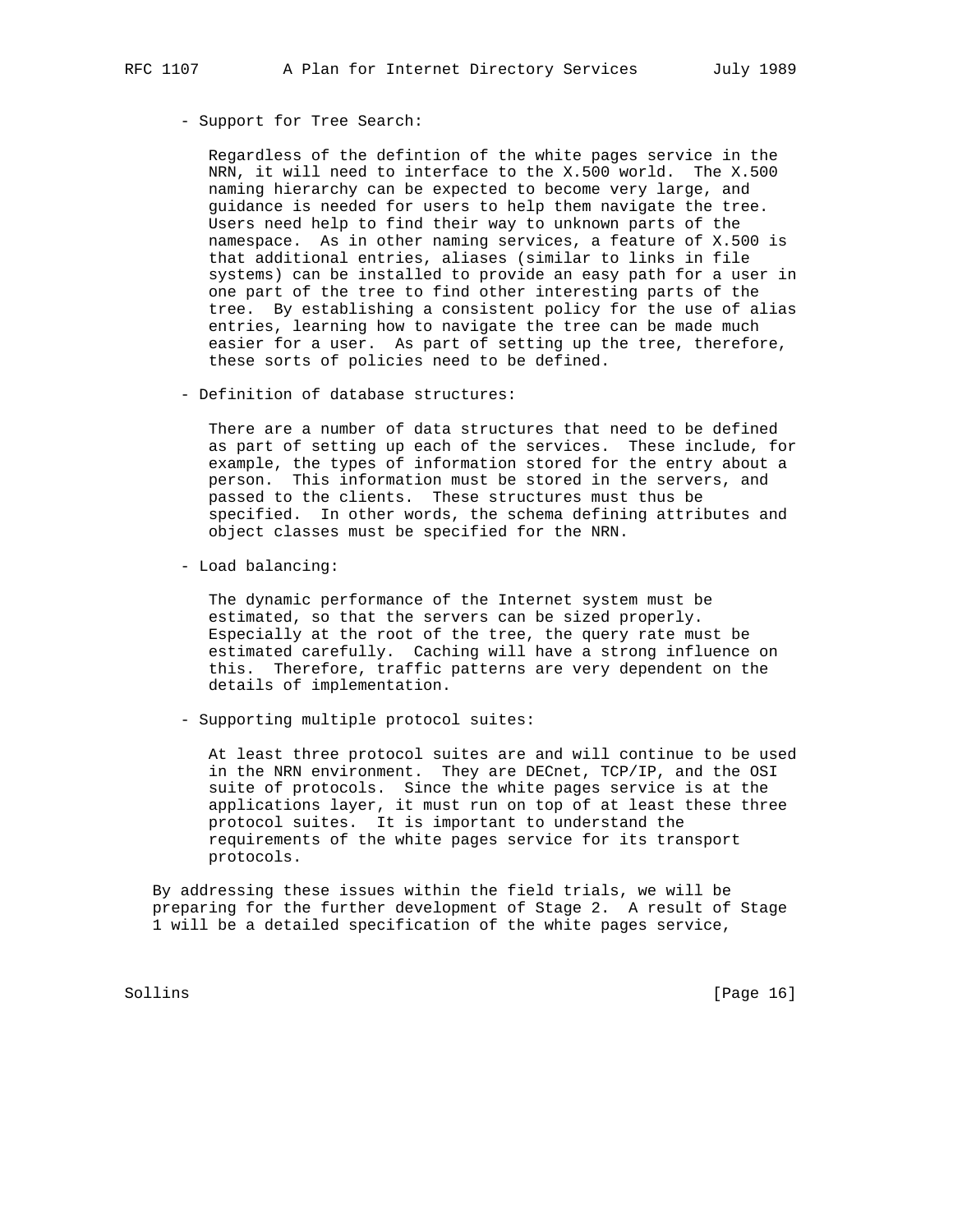- Support for Tree Search:

  Regardless of the defintion of the white pages service in the NRN, it will need to interface to the X.500 world. The X.500 naming hierarchy can be expected to become very large, and guidance is needed for users to help them navigate the tree. Users need help to find their way to unknown parts of the namespace. As in other naming services, a feature of X.500 is that additional entries, aliases (similar to links in file systems) can be installed to provide an easy path for a user in one part of the tree to find other interesting parts of the tree. By establishing a consistent policy for the use of alias entries, learning how to navigate the tree can be made much easier for a user. As part of setting up the tree, therefore, these sorts of policies need to be defined.

- Definition of database structures:

  There are a number of data structures that need to be defined as part of setting up each of the services. These include, for example, the types of information stored for the entry about a person. This information must be stored in the servers, and passed to the clients. These structures must thus be specified. In other words, the schema defining attributes and object classes must be specified for the NRN.

- Load balancing:

  The dynamic performance of the Internet system must be estimated, so that the servers can be sized properly. Especially at the root of the tree, the query rate must be estimated carefully. Caching will have a strong influence on this. Therefore, traffic patterns are very dependent on the details of implementation.

- Supporting multiple protocol suites:

  At least three protocol suites are and will continue to be used in the NRN environment. They are DECnet, TCP/IP, and the OSI suite of protocols. Since the white pages service is at the applications layer, it must run on top of at least these three protocol suites. It is important to understand the requirements of the white pages service for its transport protocols.

By addressing these issues within the field trials, we will be preparing for the further development of Stage 2. A result of Stage 1 will be a detailed specification of the white pages service,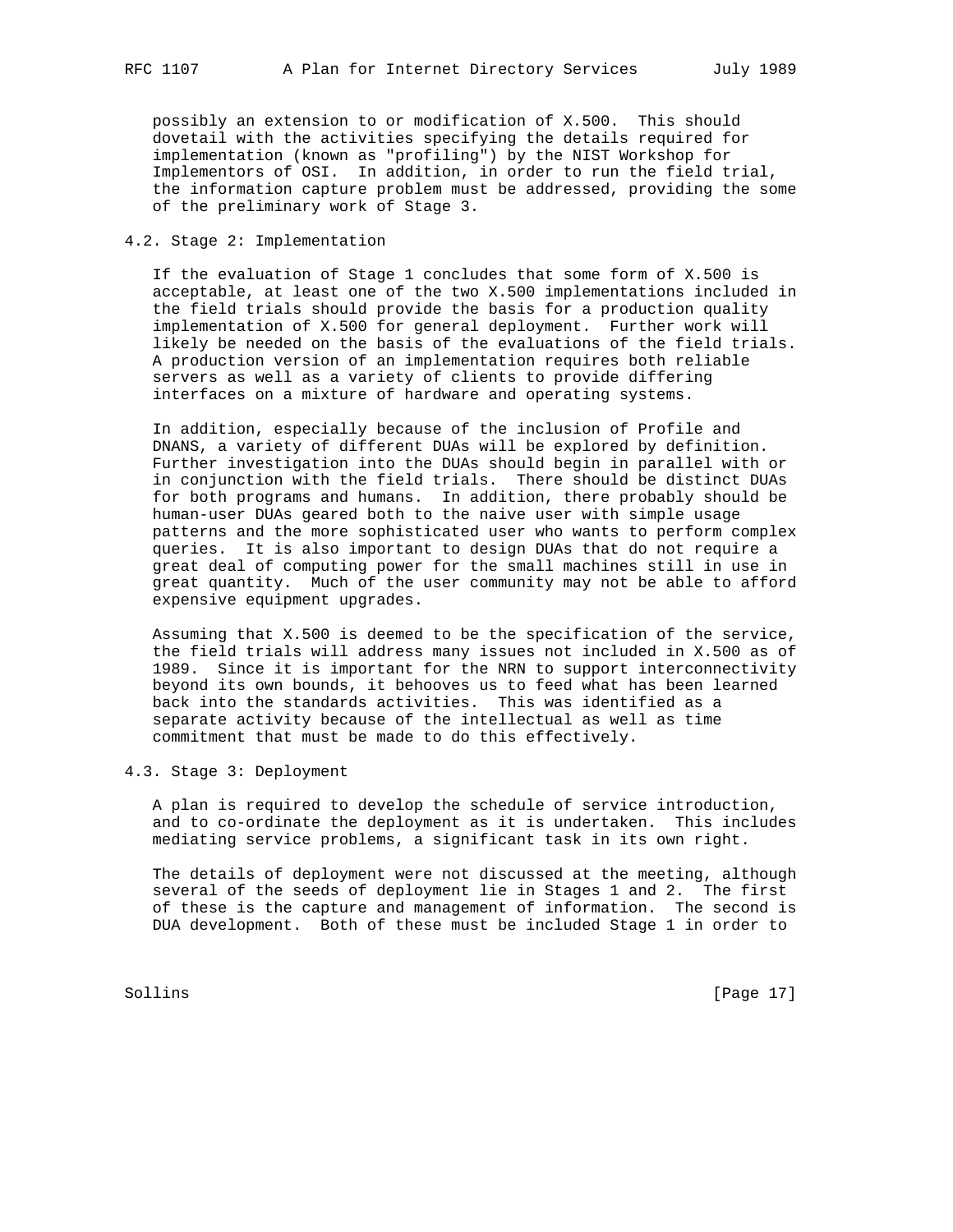possibly an extension to or modification of X.500. This should dovetail with the activities specifying the details required for implementation (known as "profiling") by the NIST Workshop for Implementors of OSI. In addition, in order to run the field trial, the information capture problem must be addressed, providing the some of the preliminary work of Stage 3.

### 4.2. Stage 2: Implementation

If the evaluation of Stage 1 concludes that some form of X.500 is acceptable, at least one of the two X.500 implementations included in the field trials should provide the basis for a production quality implementation of X.500 for general deployment. Further work will likely be needed on the basis of the evaluations of the field trials. A production version of an implementation requires both reliable servers as well as a variety of clients to provide differing interfaces on a mixture of hardware and operating systems.

In addition, especially because of the inclusion of Profile and DNANS, a variety of different DUAs will be explored by definition. Further investigation into the DUAs should begin in parallel with or in conjunction with the field trials. There should be distinct DUAs for both programs and humans. In addition, there probably should be human-user DUAs geared both to the naive user with simple usage patterns and the more sophisticated user who wants to perform complex queries. It is also important to design DUAs that do not require a great deal of computing power for the small machines still in use in great quantity. Much of the user community may not be able to afford expensive equipment upgrades.

Assuming that X.500 is deemed to be the specification of the service, the field trials will address many issues not included in X.500 as of 1989. Since it is important for the NRN to support interconnectivity beyond its own bounds, it behooves us to feed what has been learned back into the standards activities. This was identified as a separate activity because of the intellectual as well as time commitment that must be made to do this effectively.

### 4.3. Stage 3: Deployment

A plan is required to develop the schedule of service introduction, and to co-ordinate the deployment as it is undertaken. This includes mediating service problems, a significant task in its own right.

The details of deployment were not discussed at the meeting, although several of the seeds of deployment lie in Stages 1 and 2. The first of these is the capture and management of information. The second is DUA development. Both of these must be included Stage 1 in order to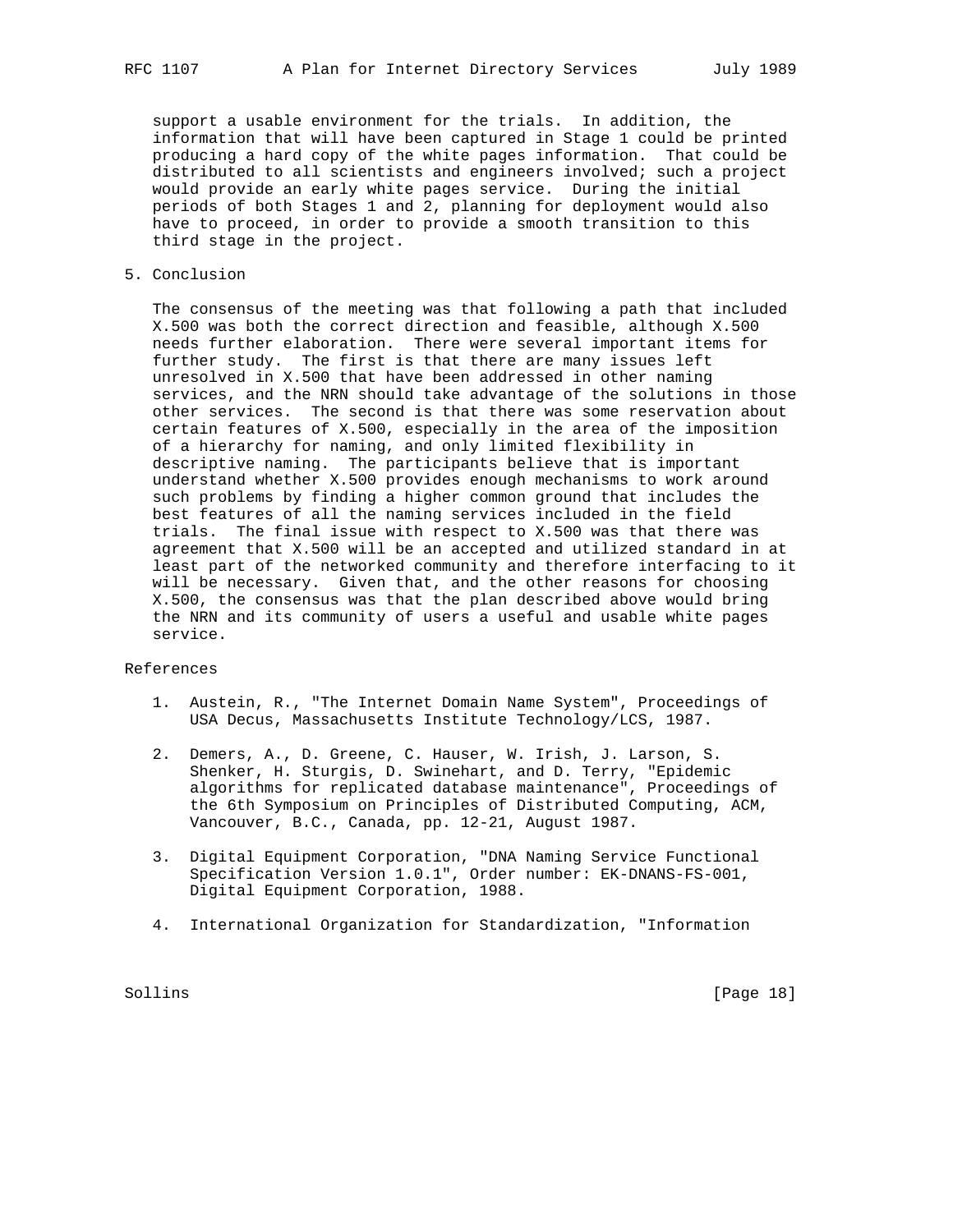support a usable environment for the trials. In addition, the information that will have been captured in Stage 1 could be printed producing a hard copy of the white pages information. That could be distributed to all scientists and engineers involved; such a project would provide an early white pages service. During the initial periods of both Stages 1 and 2, planning for deployment would also have to proceed, in order to provide a smooth transition to this third stage in the project.

## 5. Conclusion

The consensus of the meeting was that following a path that included X.500 was both the correct direction and feasible, although X.500 needs further elaboration. There were several important items for further study. The first is that there are many issues left unresolved in X.500 that have been addressed in other naming services, and the NRN should take advantage of the solutions in those other services. The second is that there was some reservation about certain features of X.500, especially in the area of the imposition of a hierarchy for naming, and only limited flexibility in descriptive naming. The participants believe that is important understand whether X.500 provides enough mechanisms to work around such problems by finding a higher common ground that includes the best features of all the naming services included in the field trials. The final issue with respect to X.500 was that there was agreement that X.500 will be an accepted and utilized standard in at least part of the networked community and therefore interfacing to it will be necessary. Given that, and the other reasons for choosing X.500, the consensus was that the plan described above would bring the NRN and its community of users a useful and usable white pages service.

## References

1. Austein, R., "The Internet Domain Name System", Proceedings of USA Decus, Massachusetts Institute Technology/LCS, 1987.

2. Demers, A., D. Greene, C. Hauser, W. Irish, J. Larson, S. Shenker, H. Sturgis, D. Swinehart, and D. Terry, "Epidemic algorithms for replicated database maintenance", Proceedings of the 6th Symposium on Principles of Distributed Computing, ACM, Vancouver, B.C., Canada, pp. 12-21, August 1987.

3. Digital Equipment Corporation, "DNA Naming Service Functional Specification Version 1.0.1", Order number: EK-DNANS-FS-001, Digital Equipment Corporation, 1988.

4. International Organization for Standardization, "Information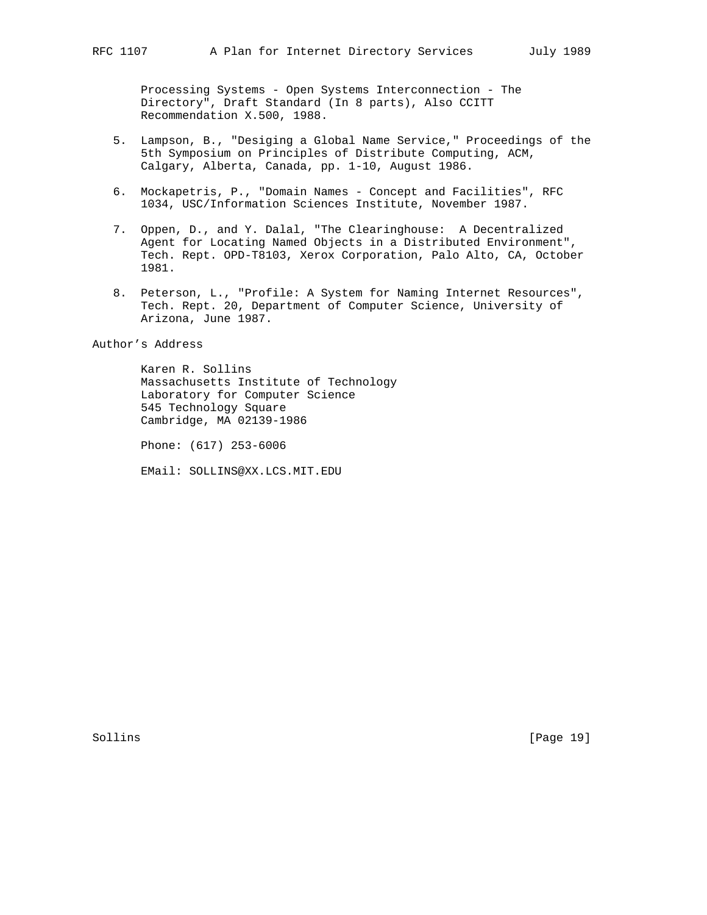Processing Systems - Open Systems Interconnection - The Directory", Draft Standard (In 8 parts), Also CCITT Recommendation X.500, 1988.

5. Lampson, B., "Desiging a Global Name Service," Proceedings of the 5th Symposium on Principles of Distribute Computing, ACM, Calgary, Alberta, Canada, pp. 1-10, August 1986.

6. Mockapetris, P., "Domain Names - Concept and Facilities", RFC 1034, USC/Information Sciences Institute, November 1987.

7. Oppen, D., and Y. Dalal, "The Clearinghouse: A Decentralized Agent for Locating Named Objects in a Distributed Environment", Tech. Rept. OPD-T8103, Xerox Corporation, Palo Alto, CA, October 1981.

8. Peterson, L., "Profile: A System for Naming Internet Resources", Tech. Rept. 20, Department of Computer Science, University of Arizona, June 1987.

## Author’s Address

Karen R. Sollins
Massachusetts Institute of Technology
Laboratory for Computer Science
545 Technology Square
Cambridge, MA 02139-1986

Phone: (617) 253-6006

EMail: SOLLINS@XX.LCS.MIT.EDU